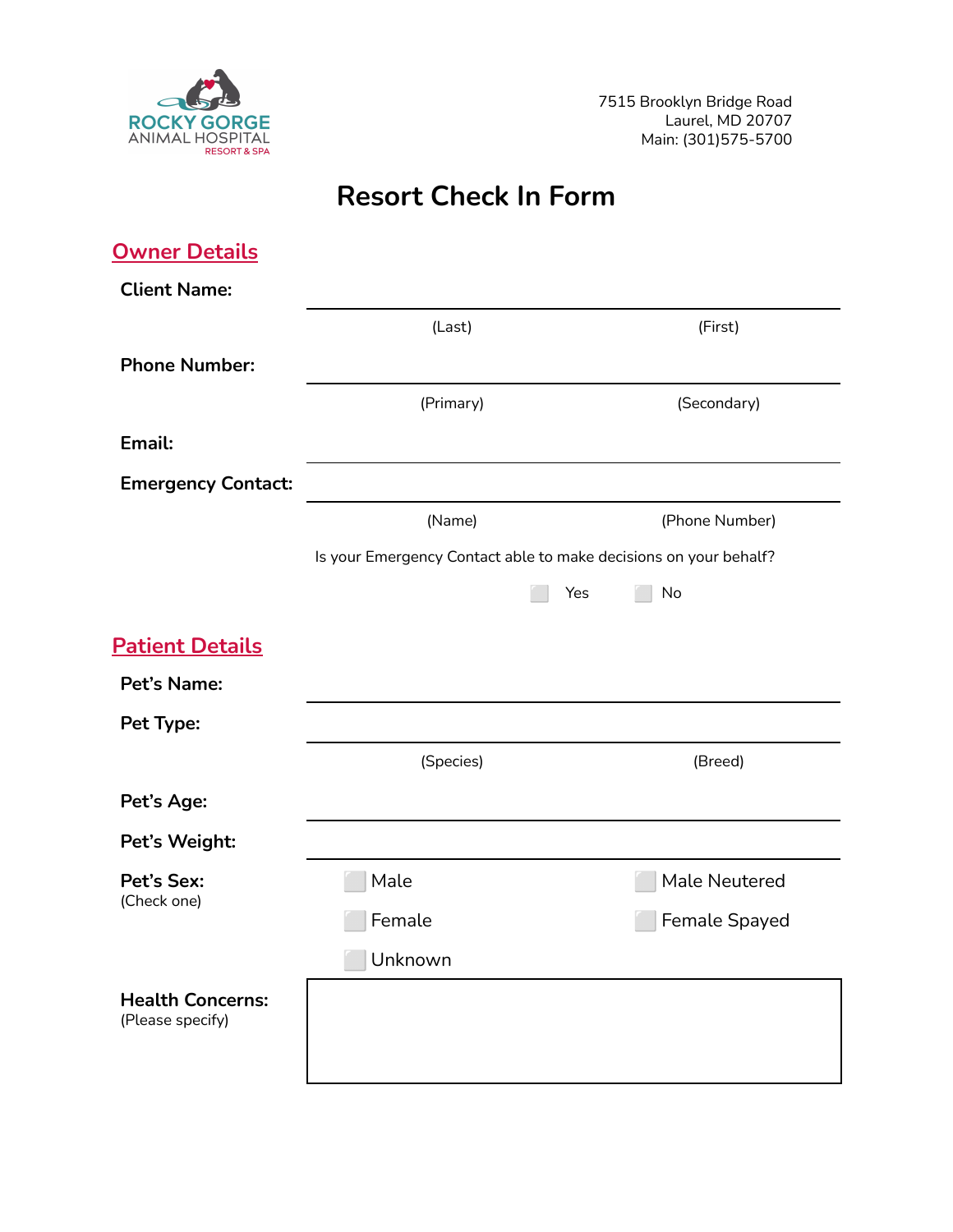ROCKY GORGE
ANIMAL HOSPITAL
RESORT & SPA

7515 Brooklyn Bridge Road
Laurel, MD 20707
Main: (301)575-5700

# Resort Check In Form

## Owner Details

**Client Name:** ______________________________

(Last) (First)

**Phone Number:** ______________________________

(Primary) (Secondary)

**Email:** ______________________________

**Emergency Contact:** ______________________________

(Name) (Phone Number)

Is your Emergency Contact able to make decisions on your behalf?

☐ Yes ☐ No

## Patient Details

**Pet's Name:** ______________________________

**Pet Type:** ______________________________

(Species) (Breed)

**Pet's Age:** ______________________________

**Pet's Weight:** ______________________________

**Pet's Sex:**
(Check one)

☐ Male ☐ Male Neutered

☐ Female ☐ Female Spayed

☐ Unknown

**Health Concerns:**
(Please specify)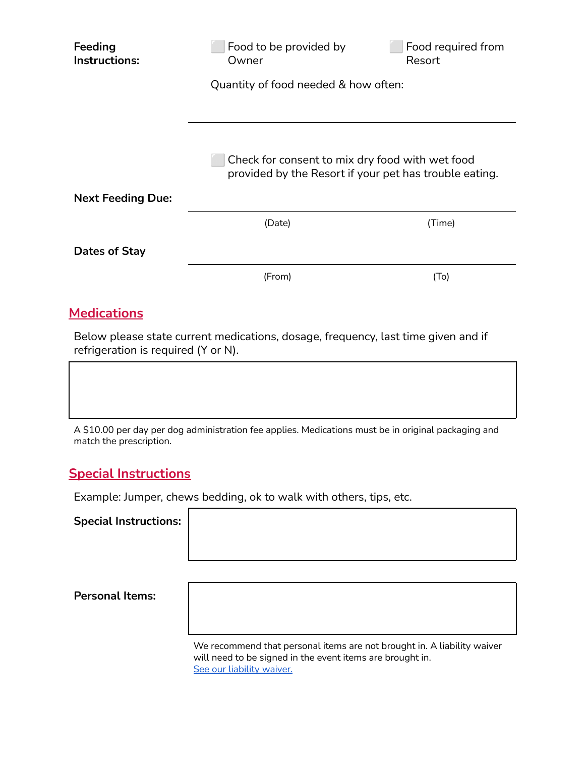**Feeding Instructions:**

⬜ Food to be provided by Owner ⬜ Food required from Resort

Quantity of food needed & how often:

______________________________________________

⬜ Check for consent to mix dry food with wet food provided by the Resort if your pet has trouble eating.

**Next Feeding Due:**

______________________________________________

(Date) (Time)

**Dates of Stay**

______________________________________________

(From) (To)

## Medications

Below please state current medications, dosage, frequency, last time given and if refrigeration is required (Y or N).

| |
|---|
| |

A $10.00 per day per dog administration fee applies. Medications must be in original packaging and match the prescription.

## Special Instructions

Example: Jumper, chews bedding, ok to walk with others, tips, etc.

**Special Instructions:**

| |
|---|
| |

**Personal Items:**

| |
|---|
| |

We recommend that personal items are not brought in. A liability waiver will need to be signed in the event items are brought in.
See our liability waiver.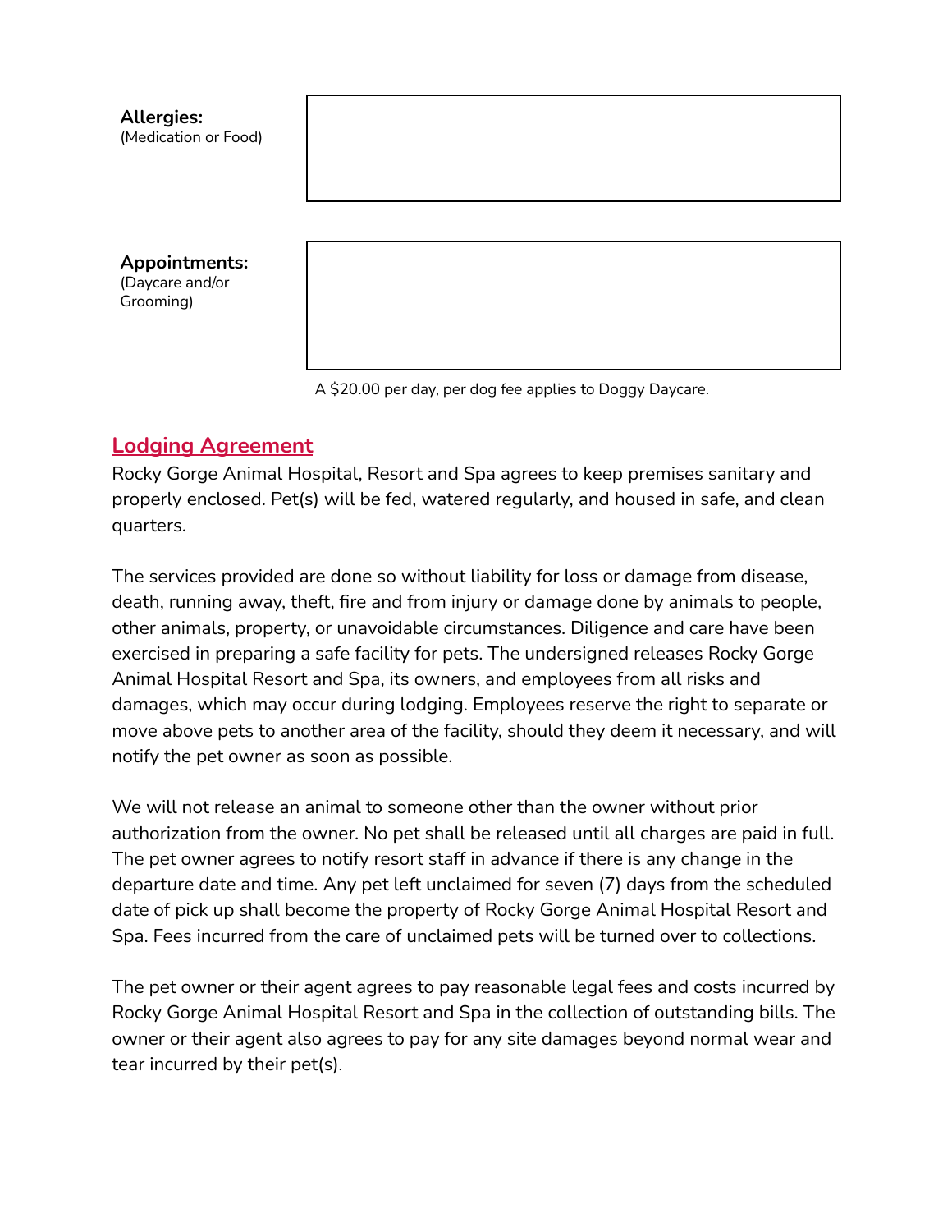**Allergies:**
(Medication or Food)

| |
|---|
| |

**Appointments:**
(Daycare and/or Grooming)

| |
|---|
| |

A $20.00 per day, per dog fee applies to Doggy Daycare.

## Lodging Agreement

Rocky Gorge Animal Hospital, Resort and Spa agrees to keep premises sanitary and properly enclosed. Pet(s) will be fed, watered regularly, and housed in safe, and clean quarters.

The services provided are done so without liability for loss or damage from disease, death, running away, theft, fire and from injury or damage done by animals to people, other animals, property, or unavoidable circumstances. Diligence and care have been exercised in preparing a safe facility for pets. The undersigned releases Rocky Gorge Animal Hospital Resort and Spa, its owners, and employees from all risks and damages, which may occur during lodging. Employees reserve the right to separate or move above pets to another area of the facility, should they deem it necessary, and will notify the pet owner as soon as possible.

We will not release an animal to someone other than the owner without prior authorization from the owner. No pet shall be released until all charges are paid in full. The pet owner agrees to notify resort staff in advance if there is any change in the departure date and time. Any pet left unclaimed for seven (7) days from the scheduled date of pick up shall become the property of Rocky Gorge Animal Hospital Resort and Spa. Fees incurred from the care of unclaimed pets will be turned over to collections.

The pet owner or their agent agrees to pay reasonable legal fees and costs incurred by Rocky Gorge Animal Hospital Resort and Spa in the collection of outstanding bills. The owner or their agent also agrees to pay for any site damages beyond normal wear and tear incurred by their pet(s).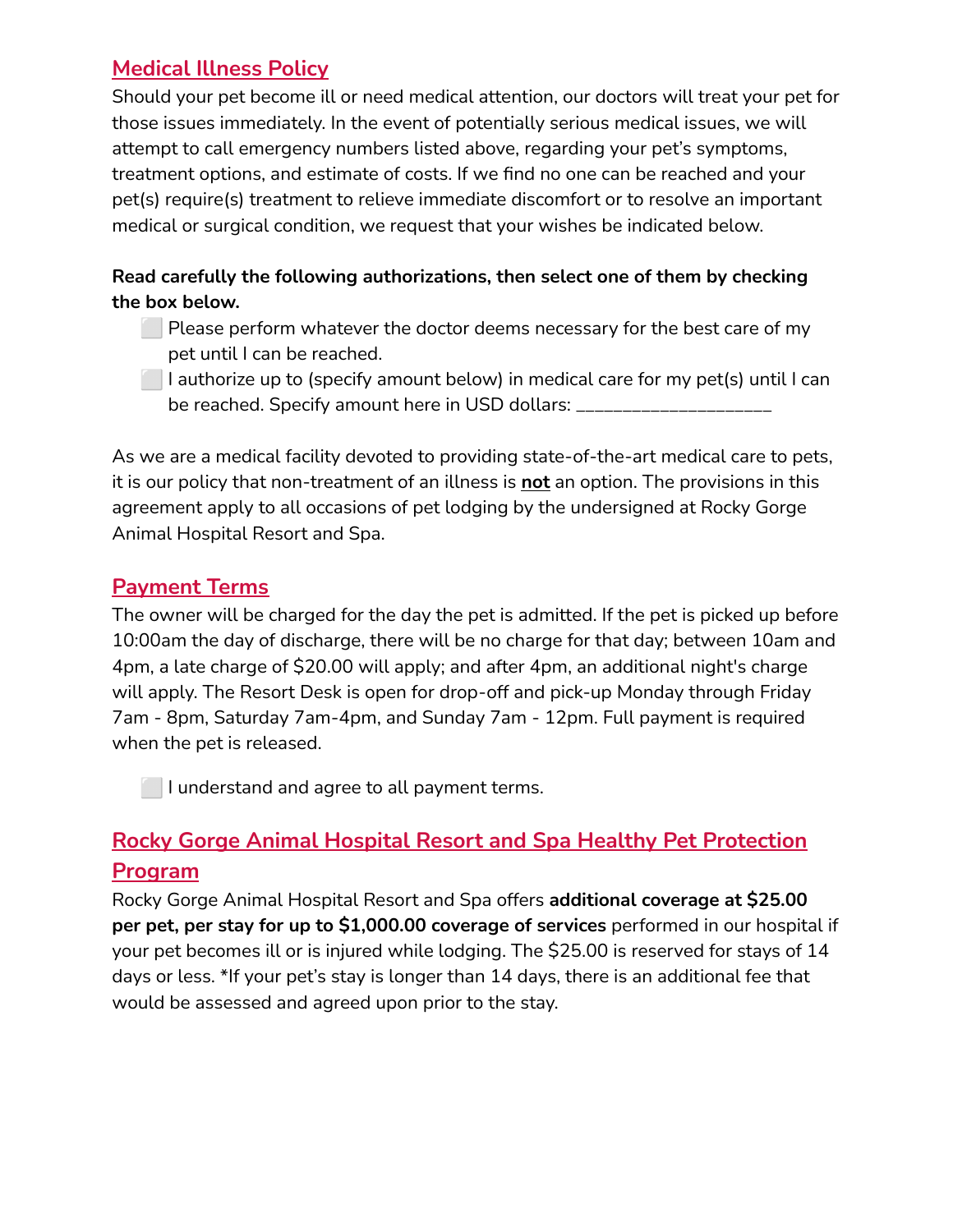## Medical Illness Policy

Should your pet become ill or need medical attention, our doctors will treat your pet for those issues immediately. In the event of potentially serious medical issues, we will attempt to call emergency numbers listed above, regarding your pet's symptoms, treatment options, and estimate of costs. If we find no one can be reached and your pet(s) require(s) treatment to relieve immediate discomfort or to resolve an important medical or surgical condition, we request that your wishes be indicated below.

**Read carefully the following authorizations, then select one of them by checking the box below.**

- ⬜ Please perform whatever the doctor deems necessary for the best care of my pet until I can be reached.
- ⬜ I authorize up to (specify amount below) in medical care for my pet(s) until I can be reached. Specify amount here in USD dollars: ____________________

As we are a medical facility devoted to providing state-of-the-art medical care to pets, it is our policy that non-treatment of an illness is **not** an option. The provisions in this agreement apply to all occasions of pet lodging by the undersigned at Rocky Gorge Animal Hospital Resort and Spa.

## Payment Terms

The owner will be charged for the day the pet is admitted. If the pet is picked up before 10:00am the day of discharge, there will be no charge for that day; between 10am and 4pm, a late charge of $20.00 will apply; and after 4pm, an additional night's charge will apply. The Resort Desk is open for drop-off and pick-up Monday through Friday 7am - 8pm, Saturday 7am-4pm, and Sunday 7am - 12pm. Full payment is required when the pet is released.

- ⬜ I understand and agree to all payment terms.

## Rocky Gorge Animal Hospital Resort and Spa Healthy Pet Protection Program

Rocky Gorge Animal Hospital Resort and Spa offers **additional coverage at $25.00 per pet, per stay for up to $1,000.00 coverage of services** performed in our hospital if your pet becomes ill or is injured while lodging. The $25.00 is reserved for stays of 14 days or less. *If your pet's stay is longer than 14 days, there is an additional fee that would be assessed and agreed upon prior to the stay.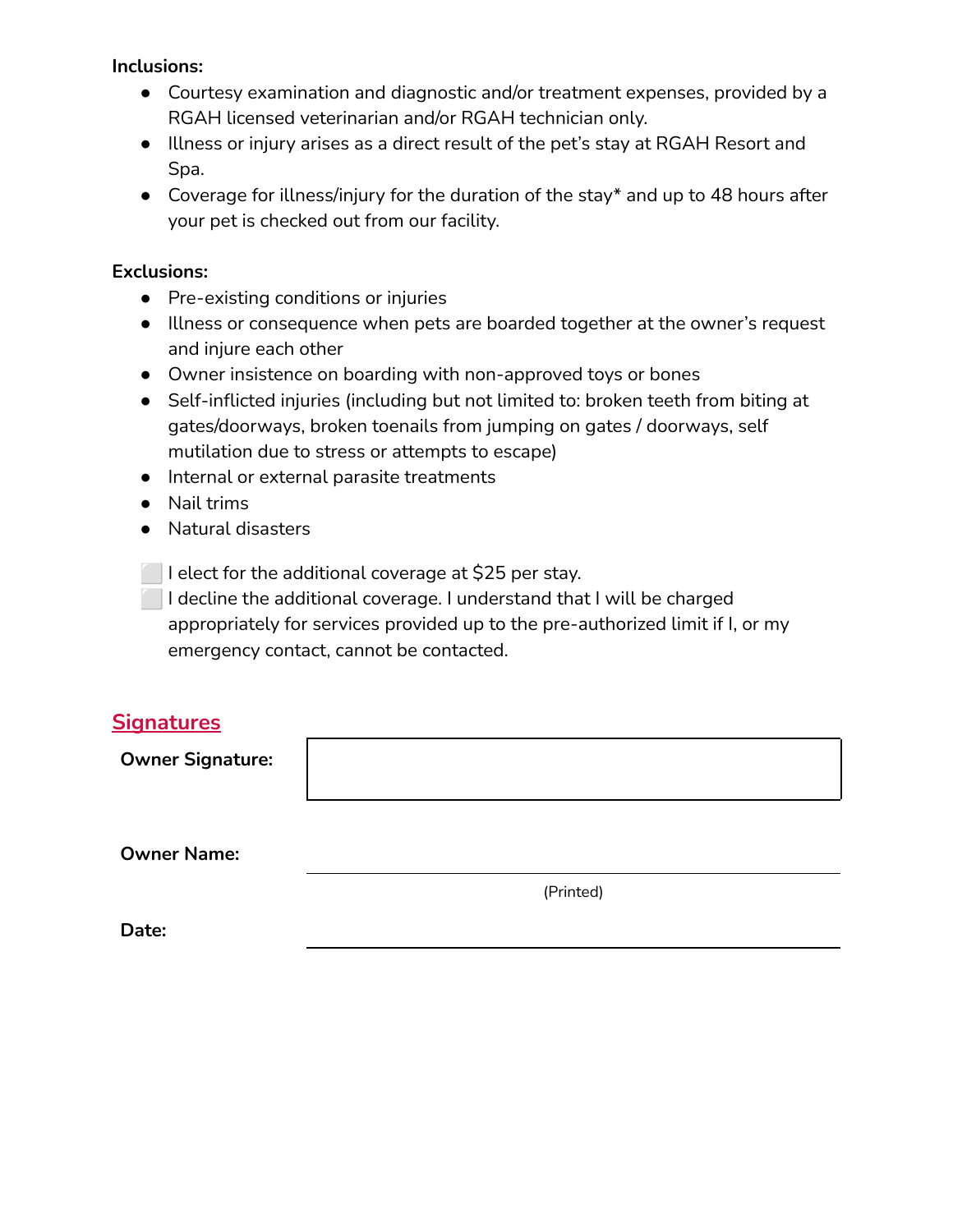**Inclusions:**

- Courtesy examination and diagnostic and/or treatment expenses, provided by a RGAH licensed veterinarian and/or RGAH technician only.
- Illness or injury arises as a direct result of the pet's stay at RGAH Resort and Spa.
- Coverage for illness/injury for the duration of the stay* and up to 48 hours after your pet is checked out from our facility.

**Exclusions:**

- Pre-existing conditions or injuries
- Illness or consequence when pets are boarded together at the owner's request and injure each other
- Owner insistence on boarding with non-approved toys or bones
- Self-inflicted injuries (including but not limited to: broken teeth from biting at gates/doorways, broken toenails from jumping on gates / doorways, self mutilation due to stress or attempts to escape)
- Internal or external parasite treatments
- Nail trims
- Natural disasters

⬜ I elect for the additional coverage at $25 per stay.

⬜ I decline the additional coverage. I understand that I will be charged appropriately for services provided up to the pre-authorized limit if I, or my emergency contact, cannot be contacted.

## Signatures

**Owner Signature:** ______________________________

**Owner Name:** ______________________________
(Printed)

**Date:** ______________________________